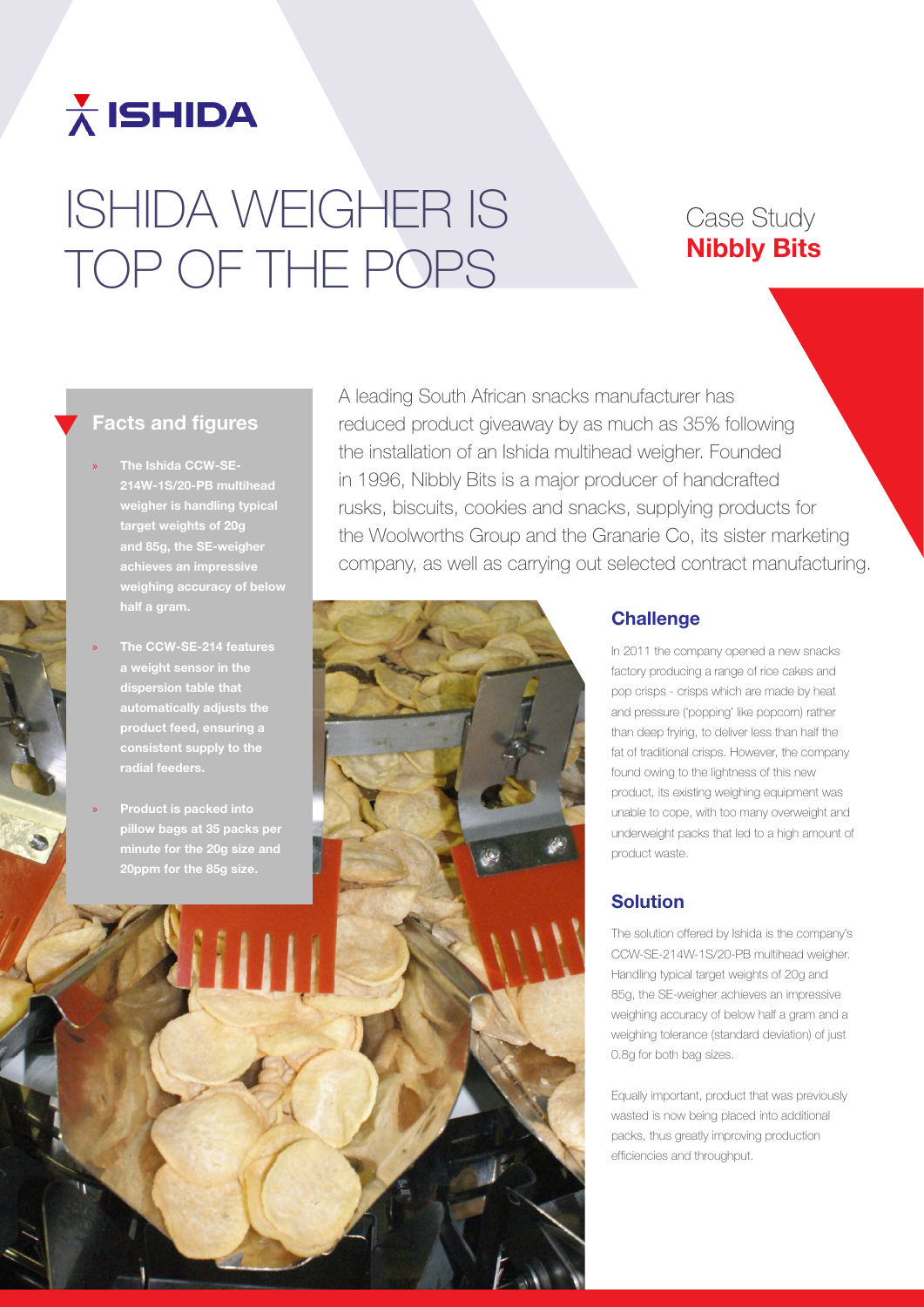# ISHIDA WEIGHER IS TOP OF THE POPS

Case Study
**Nibbly Bits**

## Facts and figures

- **The Ishida CCW-SE-214W-1S/20-PB multihead weigher is handling typical target weights of 20g and 85g, the SE-weigher achieves an impressive weighing accuracy of below half a gram.**
- **The CCW-SE-214 features a weight sensor in the dispersion table that automatically adjusts the product feed, ensuring a consistent supply to the radial feeders.**
- **Product is packed into pillow bags at 35 packs per minute for the 20g size and 20ppm for the 85g size.**

A leading South African snacks manufacturer has reduced product giveaway by as much as 35% following the installation of an Ishida multihead weigher. Founded in 1996, Nibbly Bits is a major producer of handcrafted rusks, biscuits, cookies and snacks, supplying products for the Woolworths Group and the Granarie Co, its sister marketing company, as well as carrying out selected contract manufacturing.

### Challenge

In 2011 the company opened a new snacks factory producing a range of rice cakes and pop crisps - crisps which are made by heat and pressure ('popping' like popcorn) rather than deep frying, to deliver less than half the fat of traditional crisps. However, the company found owing to the lightness of this new product, its existing weighing equipment was unable to cope, with too many overweight and underweight packs that led to a high amount of product waste.

### Solution

The solution offered by Ishida is the company's CCW-SE-214W-1S/20-PB multihead weigher. Handling typical target weights of 20g and 85g, the SE-weigher achieves an impressive weighing accuracy of below half a gram and a weighing tolerance (standard deviation) of just 0.8g for both bag sizes.

Equally important, product that was previously wasted is now being placed into additional packs, thus greatly improving production efficiencies and throughput.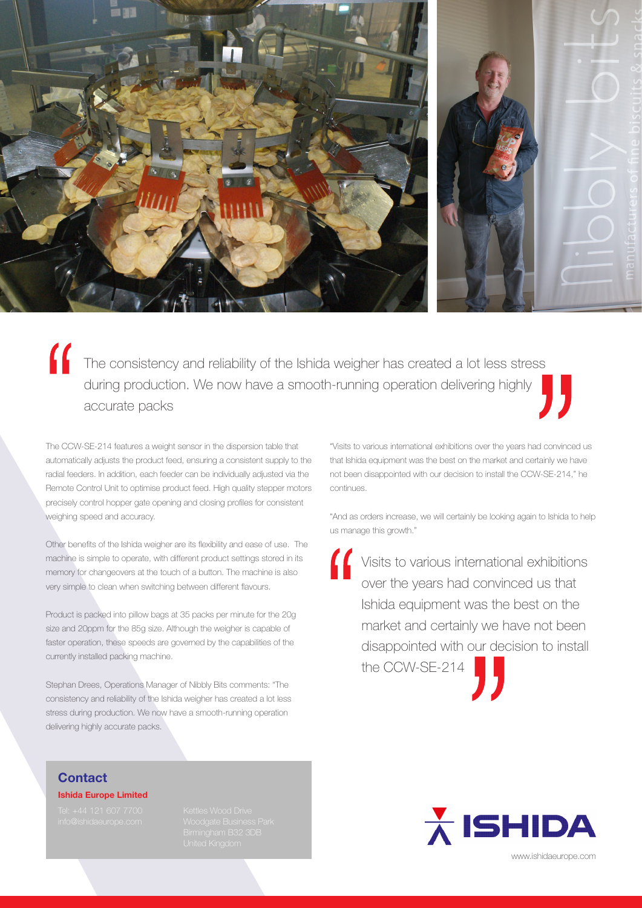> The consistency and reliability of the Ishida weigher has created a lot less stress during production. We now have a smooth-running operation delivering highly accurate packs

The CCW-SE-214 features a weight sensor in the dispersion table that automatically adjusts the product feed, ensuring a consistent supply to the radial feeders. In addition, each feeder can be individually adjusted via the Remote Control Unit to optimise product feed. High quality stepper motors precisely control hopper gate opening and closing profiles for consistent weighing speed and accuracy.

Other benefits of the Ishida weigher are its flexibility and ease of use. The machine is simple to operate, with different product settings stored in its memory for changeovers at the touch of a button. The machine is also very simple to clean when switching between different flavours.

Product is packed into pillow bags at 35 packs per minute for the 20g size and 20ppm for the 85g size. Although the weigher is capable of faster operation, these speeds are governed by the capabilities of the currently installed packing machine.

Stephan Drees, Operations Manager of Nibbly Bits comments: "The consistency and reliability of the Ishida weigher has created a lot less stress during production. We now have a smooth-running operation delivering highly accurate packs.

"Visits to various international exhibitions over the years had convinced us that Ishida equipment was the best on the market and certainly we have not been disappointed with our decision to install the CCW-SE-214," he continues.

"And as orders increase, we will certainly be looking again to Ishida to help us manage this growth."

> Visits to various international exhibitions over the years had convinced us that Ishida equipment was the best on the market and certainly we have not been disappointed with our decision to install the CCW-SE-214

## Contact

**Ishida Europe Limited**

Tel: +44 121 607 7700
info@ishidaeurope.com

Kettles Wood Drive
Woodgate Business Park
Birmingham B32 3DB
United Kingdom

ISHIDA

www.ishidaeurope.com